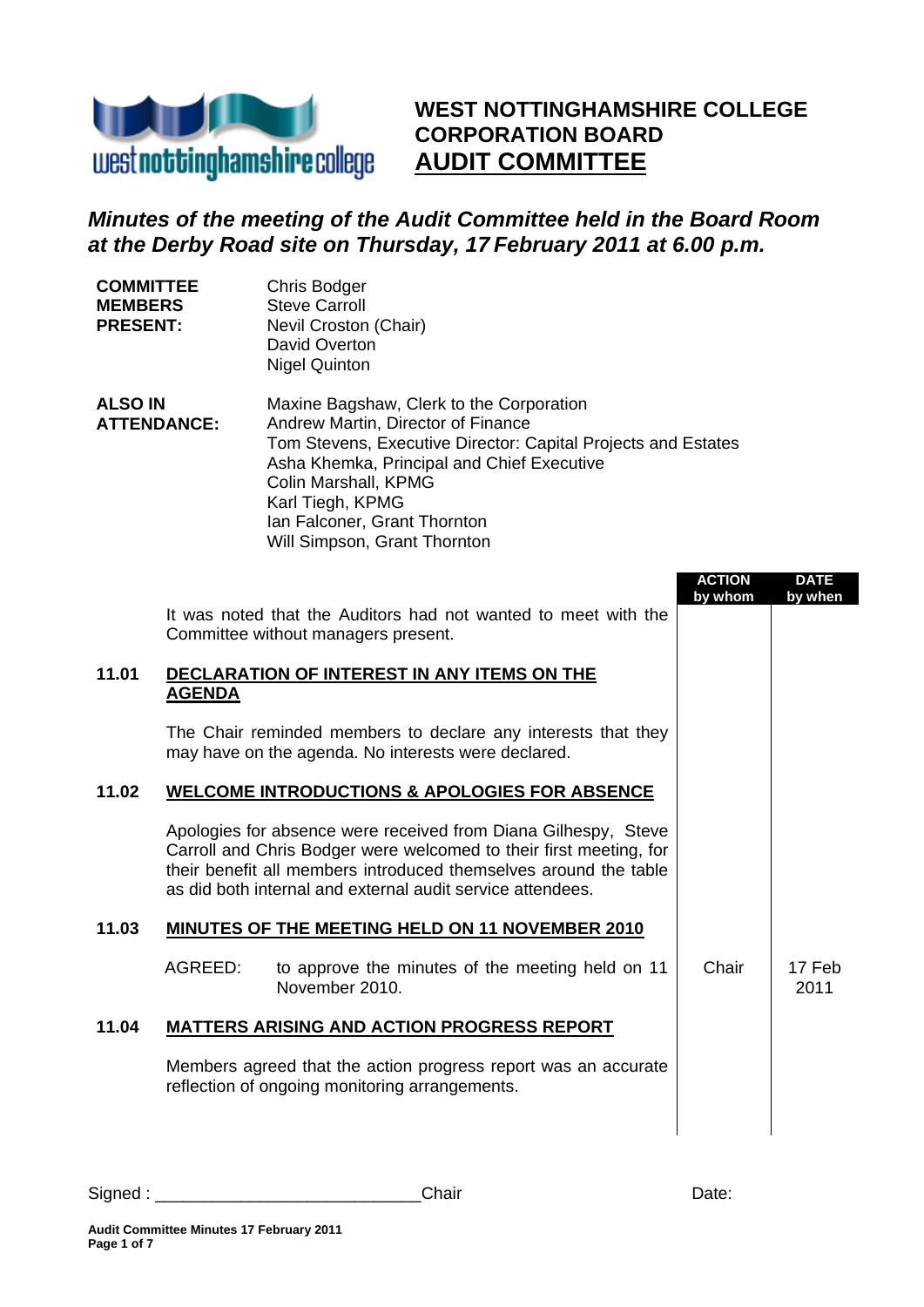# WEST NOTTINGHAMSHIRE COLLEGE CORPORATION BOARD

## AUDIT COMMITTEE

***Minutes of the meeting of the Audit Committee held in the Board Room at the Derby Road site on Thursday, 17 February 2011 at 6.00 p.m.***

**COMMITTEE MEMBERS PRESENT:**
Chris Bodger
Steve Carroll
Nevil Croston (Chair)
David Overton
Nigel Quinton

**ALSO IN ATTENDANCE:**
Maxine Bagshaw, Clerk to the Corporation
Andrew Martin, Director of Finance
Tom Stevens, Executive Director: Capital Projects and Estates
Asha Khemka, Principal and Chief Executive
Colin Marshall, KPMG
Karl Tiegh, KPMG
Ian Falconer, Grant Thornton
Will Simpson, Grant Thornton

| | | ACTION by whom | DATE by when |
|---|---|---|---|
| | It was noted that the Auditors had not wanted to meet with the Committee without managers present. | | |
| **11.01** | **DECLARATION OF INTEREST IN ANY ITEMS ON THE AGENDA** | | |
| | The Chair reminded members to declare any interests that they may have on the agenda. No interests were declared. | | |
| **11.02** | **WELCOME INTRODUCTIONS & APOLOGIES FOR ABSENCE** | | |
| | Apologies for absence were received from Diana Gilhespy, Steve Carroll and Chris Bodger were welcomed to their first meeting, for their benefit all members introduced themselves around the table as did both internal and external audit service attendees. | | |
| **11.03** | **MINUTES OF THE MEETING HELD ON 11 NOVEMBER 2010** | | |
| | AGREED: to approve the minutes of the meeting held on 11 November 2010. | Chair | 17 Feb 2011 |
| **11.04** | **MATTERS ARISING AND ACTION PROGRESS REPORT** | | |
| | Members agreed that the action progress report was an accurate reflection of ongoing monitoring arrangements. | | |

Signed : ____________________________Chair Date: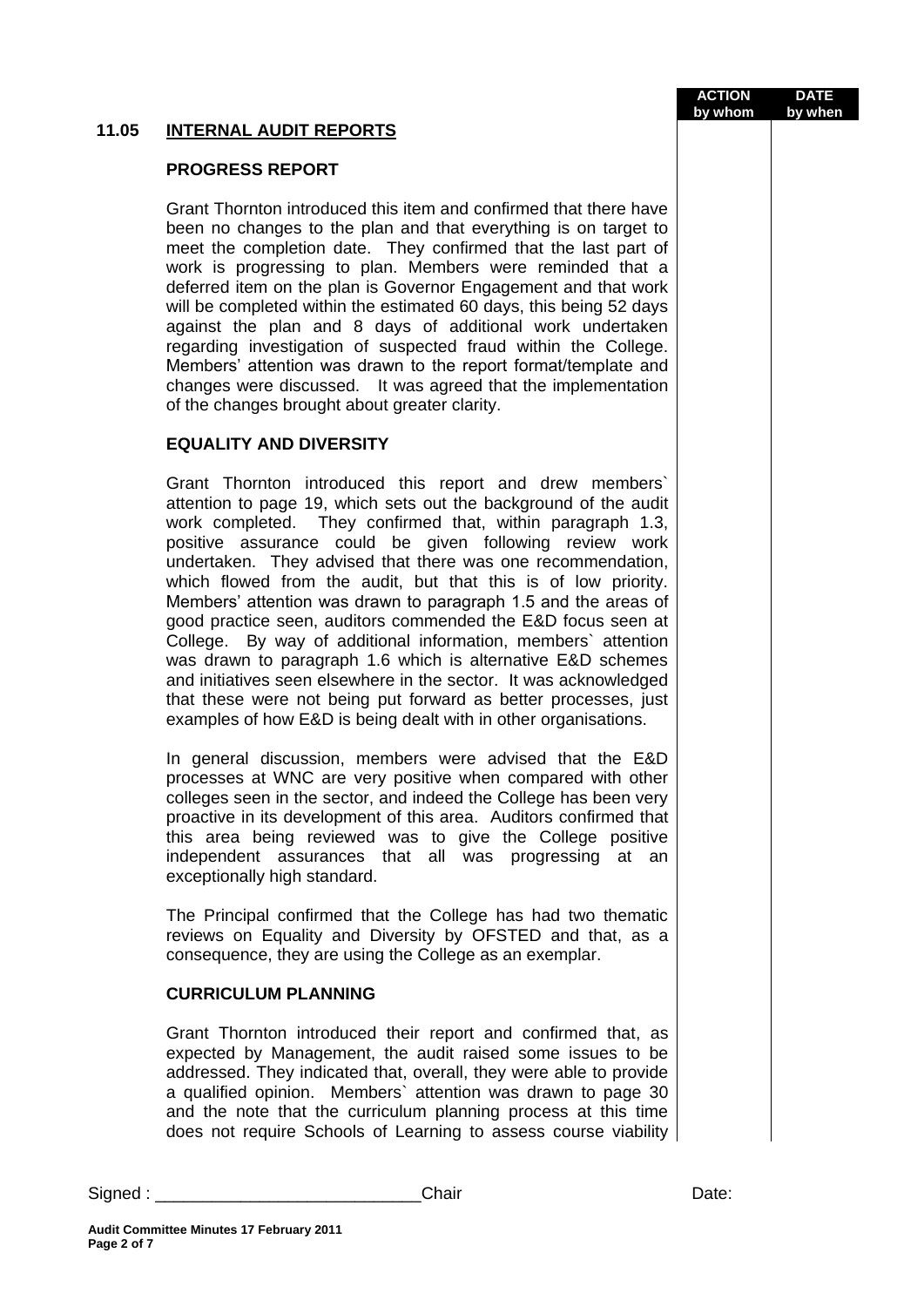| | | ACTION by whom | DATE by when |
|---|---|---|---|

**11.05 INTERNAL AUDIT REPORTS**

**PROGRESS REPORT**

Grant Thornton introduced this item and confirmed that there have been no changes to the plan and that everything is on target to meet the completion date. They confirmed that the last part of work is progressing to plan. Members were reminded that a deferred item on the plan is Governor Engagement and that work will be completed within the estimated 60 days, this being 52 days against the plan and 8 days of additional work undertaken regarding investigation of suspected fraud within the College. Members' attention was drawn to the report format/template and changes were discussed. It was agreed that the implementation of the changes brought about greater clarity.

**EQUALITY AND DIVERSITY**

Grant Thornton introduced this report and drew members` attention to page 19, which sets out the background of the audit work completed. They confirmed that, within paragraph 1.3, positive assurance could be given following review work undertaken. They advised that there was one recommendation, which flowed from the audit, but that this is of low priority. Members' attention was drawn to paragraph 1.5 and the areas of good practice seen, auditors commended the E&D focus seen at College. By way of additional information, members` attention was drawn to paragraph 1.6 which is alternative E&D schemes and initiatives seen elsewhere in the sector. It was acknowledged that these were not being put forward as better processes, just examples of how E&D is being dealt with in other organisations.

In general discussion, members were advised that the E&D processes at WNC are very positive when compared with other colleges seen in the sector, and indeed the College has been very proactive in its development of this area. Auditors confirmed that this area being reviewed was to give the College positive independent assurances that all was progressing at an exceptionally high standard.

The Principal confirmed that the College has had two thematic reviews on Equality and Diversity by OFSTED and that, as a consequence, they are using the College as an exemplar.

**CURRICULUM PLANNING**

Grant Thornton introduced their report and confirmed that, as expected by Management, the audit raised some issues to be addressed. They indicated that, overall, they were able to provide a qualified opinion. Members` attention was drawn to page 30 and the note that the curriculum planning process at this time does not require Schools of Learning to assess course viability

Signed : \_\_\_\_\_\_\_\_\_\_\_\_\_\_\_\_\_\_\_\_\_\_\_\_\_\_\_Chair Date:

Audit Committee Minutes 17 February 2011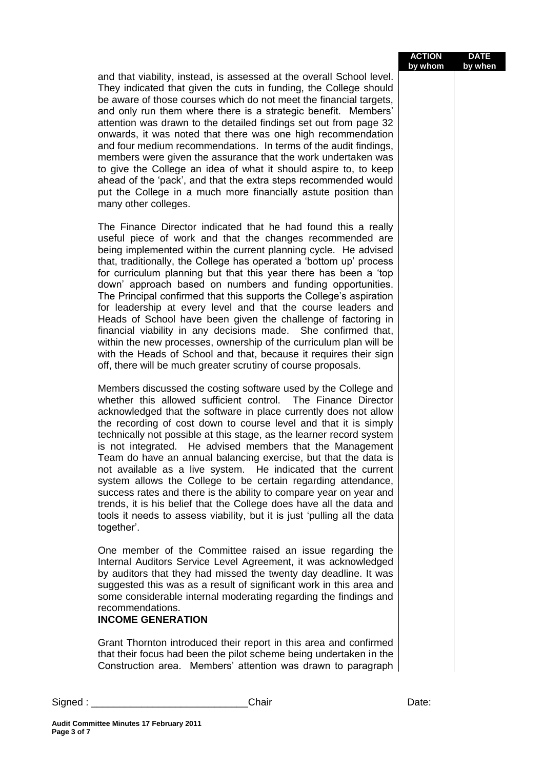and that viability, instead, is assessed at the overall School level. They indicated that given the cuts in funding, the College should be aware of those courses which do not meet the financial targets, and only run them where there is a strategic benefit. Members' attention was drawn to the detailed findings set out from page 32 onwards, it was noted that there was one high recommendation and four medium recommendations. In terms of the audit findings, members were given the assurance that the work undertaken was to give the College an idea of what it should aspire to, to keep ahead of the 'pack', and that the extra steps recommended would put the College in a much more financially astute position than many other colleges.

The Finance Director indicated that he had found this a really useful piece of work and that the changes recommended are being implemented within the current planning cycle. He advised that, traditionally, the College has operated a 'bottom up' process for curriculum planning but that this year there has been a 'top down' approach based on numbers and funding opportunities. The Principal confirmed that this supports the College's aspiration for leadership at every level and that the course leaders and Heads of School have been given the challenge of factoring in financial viability in any decisions made. She confirmed that, within the new processes, ownership of the curriculum plan will be with the Heads of School and that, because it requires their sign off, there will be much greater scrutiny of course proposals.

Members discussed the costing software used by the College and whether this allowed sufficient control. The Finance Director acknowledged that the software in place currently does not allow the recording of cost down to course level and that it is simply technically not possible at this stage, as the learner record system is not integrated. He advised members that the Management Team do have an annual balancing exercise, but that the data is not available as a live system. He indicated that the current system allows the College to be certain regarding attendance, success rates and there is the ability to compare year on year and trends, it is his belief that the College does have all the data and tools it needs to assess viability, but it is just 'pulling all the data together'.

One member of the Committee raised an issue regarding the Internal Auditors Service Level Agreement, it was acknowledged by auditors that they had missed the twenty day deadline. It was suggested this was as a result of significant work in this area and some considerable internal moderating regarding the findings and recommendations.

**INCOME GENERATION**

Grant Thornton introduced their report in this area and confirmed that their focus had been the pilot scheme being undertaken in the Construction area. Members' attention was drawn to paragraph

Signed : ____________________________Chair Date: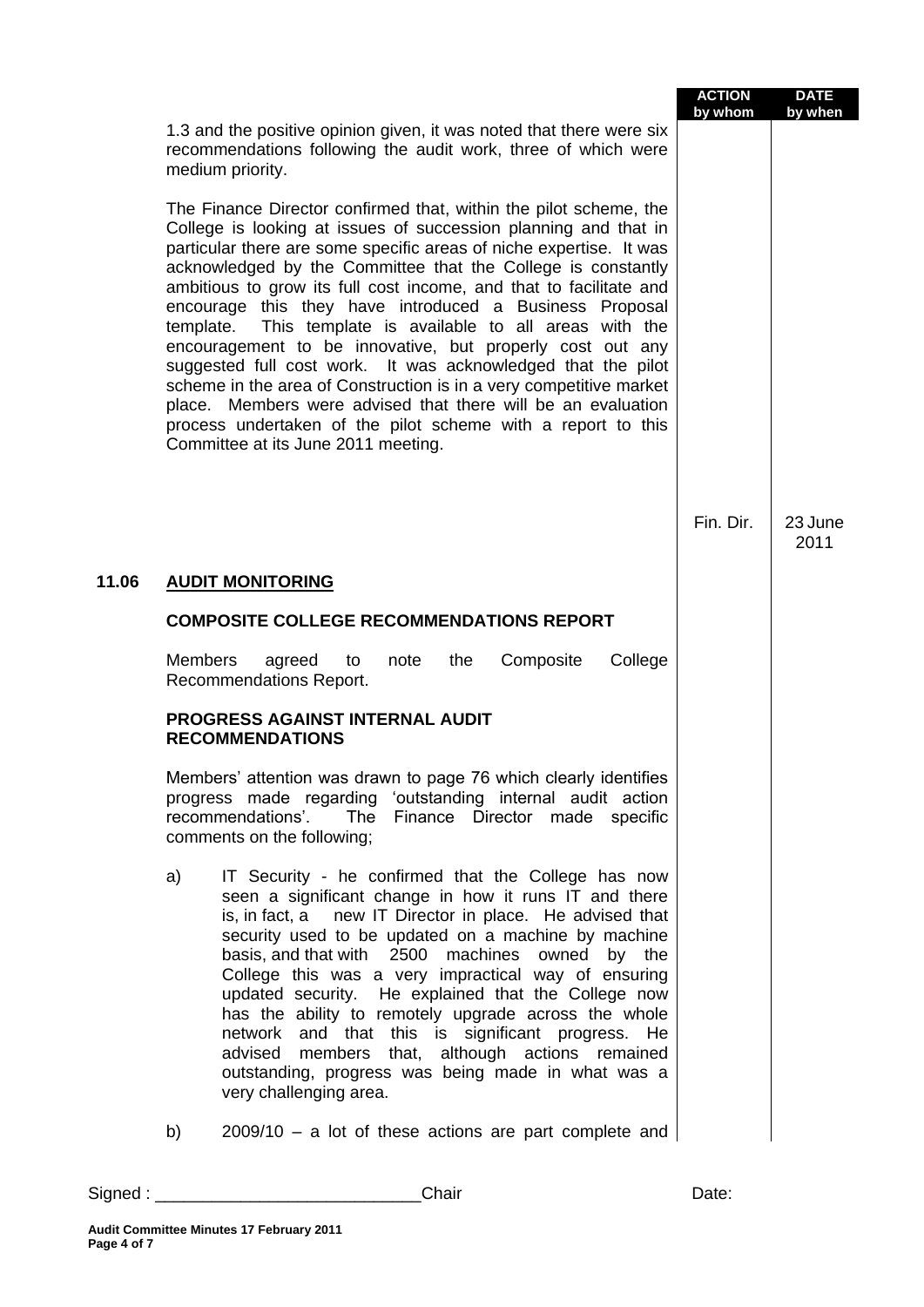| | | ACTION by whom | DATE by when |
|---|---|---|---|
| | 1.3 and the positive opinion given, it was noted that there were six recommendations following the audit work, three of which were medium priority. | | |
| | The Finance Director confirmed that, within the pilot scheme, the College is looking at issues of succession planning and that in particular there are some specific areas of niche expertise. It was acknowledged by the Committee that the College is constantly ambitious to grow its full cost income, and that to facilitate and encourage this they have introduced a Business Proposal template. This template is available to all areas with the encouragement to be innovative, but properly cost out any suggested full cost work. It was acknowledged that the pilot scheme in the area of Construction is in a very competitive market place. Members were advised that there will be an evaluation process undertaken of the pilot scheme with a report to this Committee at its June 2011 meeting. | Fin. Dir. | 23 June 2011 |
| **11.06** | **AUDIT MONITORING** | | |
| | **COMPOSITE COLLEGE RECOMMENDATIONS REPORT** | | |
| | Members agreed to note the Composite College Recommendations Report. | | |
| | **PROGRESS AGAINST INTERNAL AUDIT RECOMMENDATIONS** | | |
| | Members' attention was drawn to page 76 which clearly identifies progress made regarding 'outstanding internal audit action recommendations'. The Finance Director made specific comments on the following; | | |
| | a) IT Security - he confirmed that the College has now seen a significant change in how it runs IT and there is, in fact, a new IT Director in place. He advised that security used to be updated on a machine by machine basis, and that with 2500 machines owned by the College this was a very impractical way of ensuring updated security. He explained that the College now has the ability to remotely upgrade across the whole network and that this is significant progress. He advised members that, although actions remained outstanding, progress was being made in what was a very challenging area. | | |
| | b) 2009/10 – a lot of these actions are part complete and | | |

Signed : ____________________________Chair Date:

**Audit Committee Minutes 17 February 2011**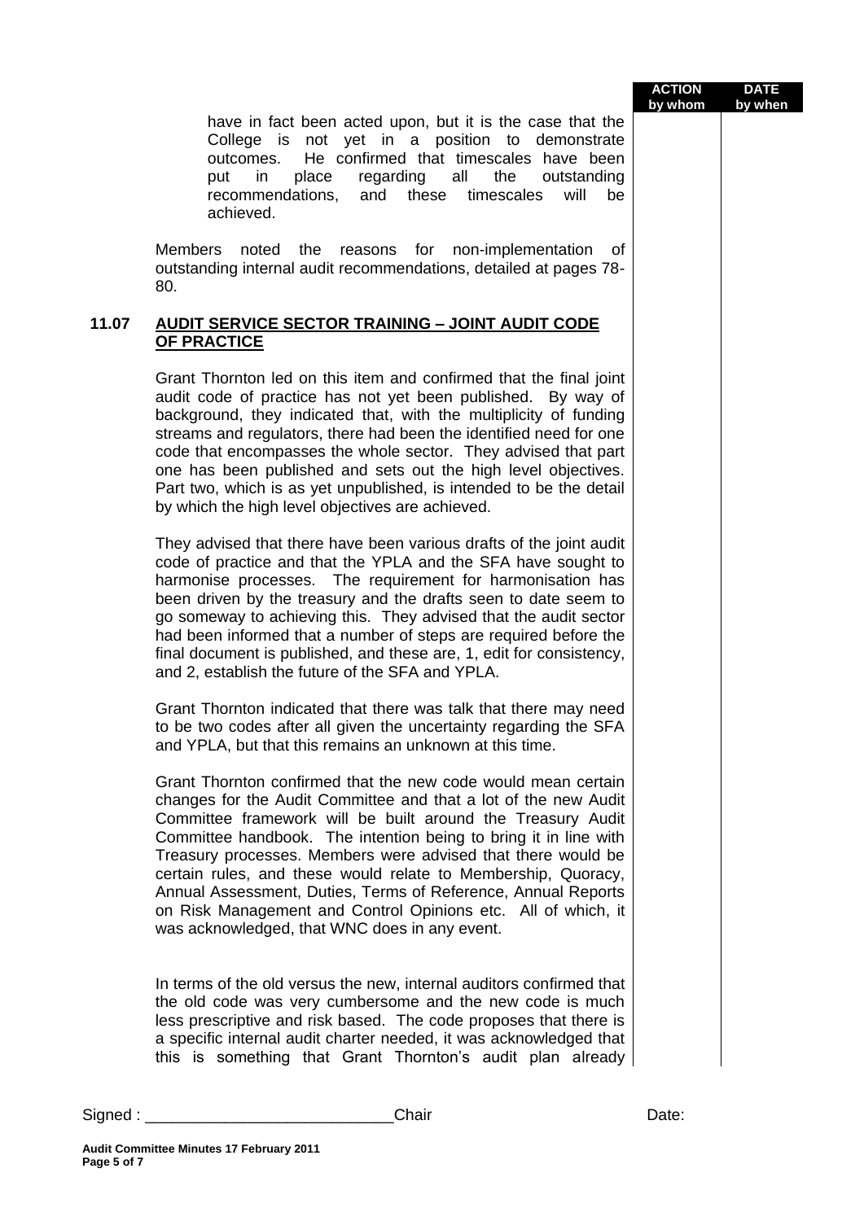have in fact been acted upon, but it is the case that the College is not yet in a position to demonstrate outcomes. He confirmed that timescales have been put in place regarding all the outstanding recommendations, and these timescales will be achieved.

Members noted the reasons for non-implementation of outstanding internal audit recommendations, detailed at pages 78-80.

## 11.07 AUDIT SERVICE SECTOR TRAINING – JOINT AUDIT CODE OF PRACTICE

Grant Thornton led on this item and confirmed that the final joint audit code of practice has not yet been published. By way of background, they indicated that, with the multiplicity of funding streams and regulators, there had been the identified need for one code that encompasses the whole sector. They advised that part one has been published and sets out the high level objectives. Part two, which is as yet unpublished, is intended to be the detail by which the high level objectives are achieved.

They advised that there have been various drafts of the joint audit code of practice and that the YPLA and the SFA have sought to harmonise processes. The requirement for harmonisation has been driven by the treasury and the drafts seen to date seem to go someway to achieving this. They advised that the audit sector had been informed that a number of steps are required before the final document is published, and these are, 1, edit for consistency, and 2, establish the future of the SFA and YPLA.

Grant Thornton indicated that there was talk that there may need to be two codes after all given the uncertainty regarding the SFA and YPLA, but that this remains an unknown at this time.

Grant Thornton confirmed that the new code would mean certain changes for the Audit Committee and that a lot of the new Audit Committee framework will be built around the Treasury Audit Committee handbook. The intention being to bring it in line with Treasury processes. Members were advised that there would be certain rules, and these would relate to Membership, Quoracy, Annual Assessment, Duties, Terms of Reference, Annual Reports on Risk Management and Control Opinions etc. All of which, it was acknowledged, that WNC does in any event.

In terms of the old versus the new, internal auditors confirmed that the old code was very cumbersome and the new code is much less prescriptive and risk based. The code proposes that there is a specific internal audit charter needed, it was acknowledged that this is something that Grant Thornton's audit plan already

Signed : ____________________________Chair Date: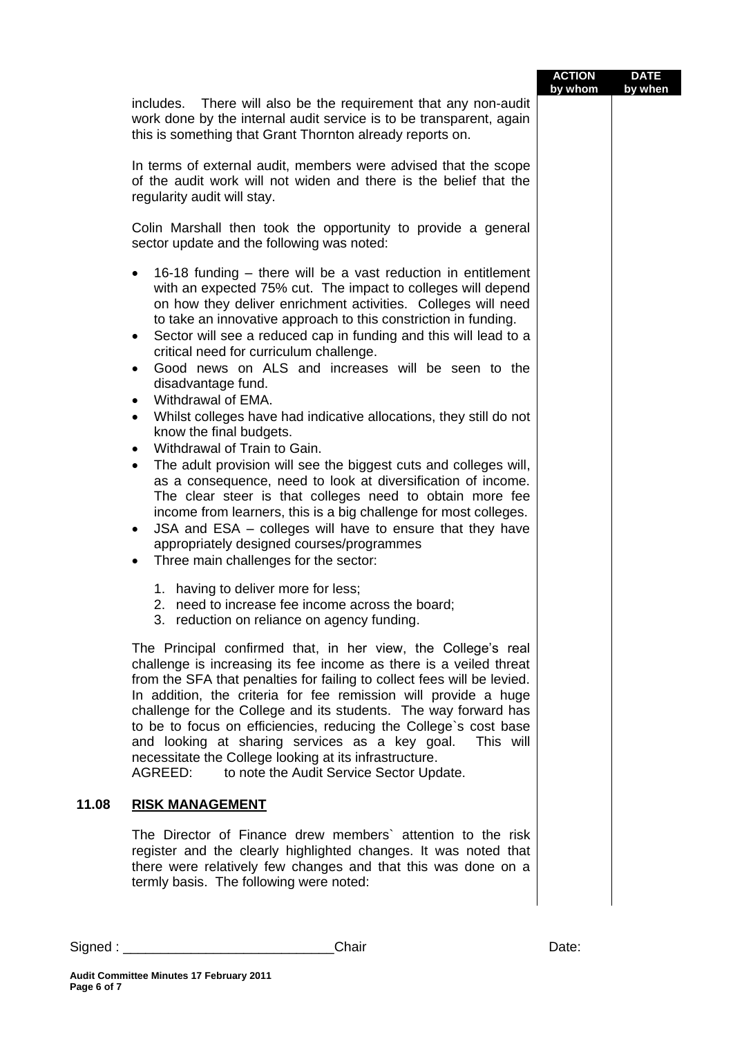| | | ACTION by whom | DATE by when |
|---|---|---|---|

includes. There will also be the requirement that any non-audit work done by the internal audit service is to be transparent, again this is something that Grant Thornton already reports on.

In terms of external audit, members were advised that the scope of the audit work will not widen and there is the belief that the regularity audit will stay.

Colin Marshall then took the opportunity to provide a general sector update and the following was noted:

- 16-18 funding – there will be a vast reduction in entitlement with an expected 75% cut. The impact to colleges will depend on how they deliver enrichment activities. Colleges will need to take an innovative approach to this constriction in funding.
- Sector will see a reduced cap in funding and this will lead to a critical need for curriculum challenge.
- Good news on ALS and increases will be seen to the disadvantage fund.
- Withdrawal of EMA.
- Whilst colleges have had indicative allocations, they still do not know the final budgets.
- Withdrawal of Train to Gain.
- The adult provision will see the biggest cuts and colleges will, as a consequence, need to look at diversification of income. The clear steer is that colleges need to obtain more fee income from learners, this is a big challenge for most colleges.
- JSA and ESA – colleges will have to ensure that they have appropriately designed courses/programmes
- Three main challenges for the sector:

  1. having to deliver more for less;
  2. need to increase fee income across the board;
  3. reduction on reliance on agency funding.

The Principal confirmed that, in her view, the College's real challenge is increasing its fee income as there is a veiled threat from the SFA that penalties for failing to collect fees will be levied. In addition, the criteria for fee remission will provide a huge challenge for the College and its students. The way forward has to be to focus on efficiencies, reducing the College`s cost base and looking at sharing services as a key goal. This will necessitate the College looking at its infrastructure.

AGREED: to note the Audit Service Sector Update.

## 11.08 RISK MANAGEMENT

The Director of Finance drew members` attention to the risk register and the clearly highlighted changes. It was noted that there were relatively few changes and that this was done on a termly basis. The following were noted:

Signed : ____________________________Chair Date: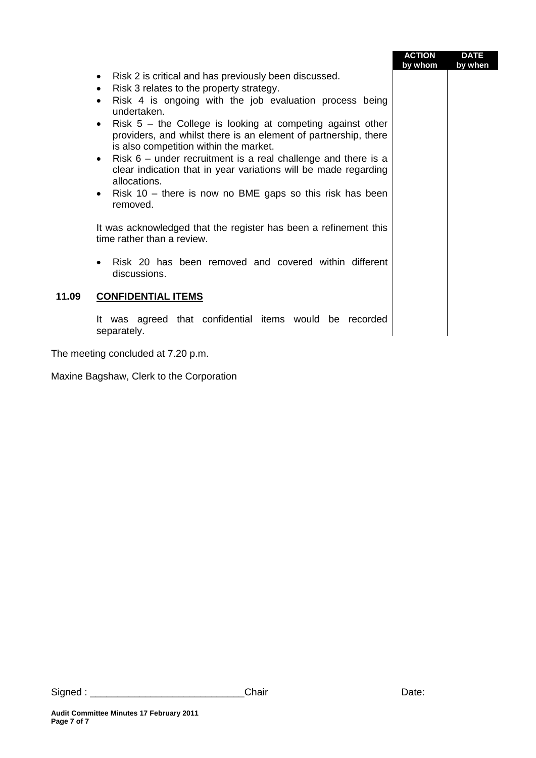| | ACTION by whom | DATE by when |
|---|---|---|
| • Risk 2 is critical and has previously been discussed.<br>• Risk 3 relates to the property strategy.<br>• Risk 4 is ongoing with the job evaluation process being undertaken.<br>• Risk 5 – the College is looking at competing against other providers, and whilst there is an element of partnership, there is also competition within the market.<br>• Risk 6 – under recruitment is a real challenge and there is a clear indication that in year variations will be made regarding allocations.<br>• Risk 10 – there is now no BME gaps so this risk has been removed.<br><br>It was acknowledged that the register has been a refinement this time rather than a review.<br><br>• Risk 20 has been removed and covered within different discussions. | | |
| **11.09 CONFIDENTIAL ITEMS**<br><br>It was agreed that confidential items would be recorded separately. | | |

The meeting concluded at 7.20 p.m.

Maxine Bagshaw, Clerk to the Corporation

Signed : ____________________________Chair Date:

**Audit Committee Minutes 17 February 2011**